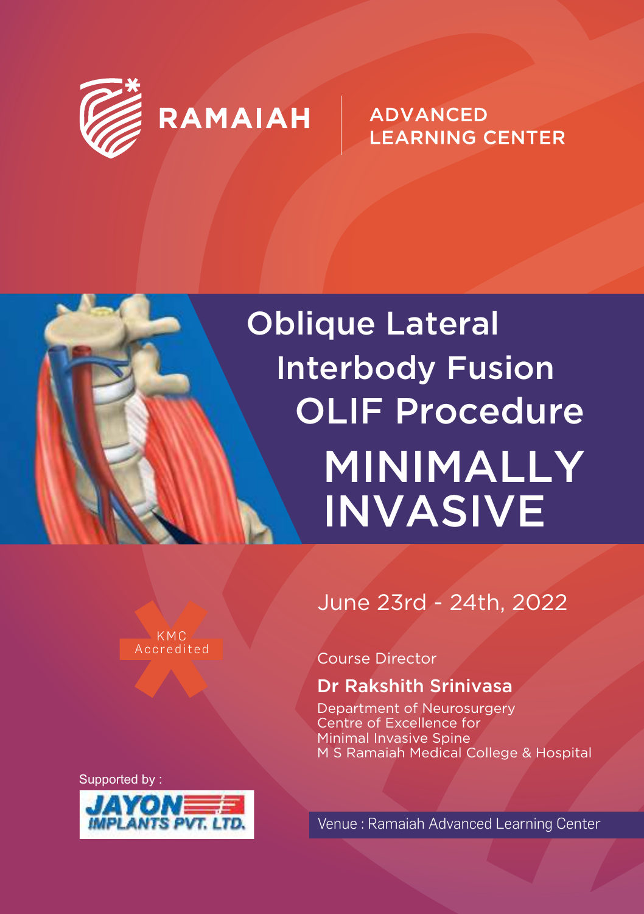RAMAIAH | ADVANCED LEARNING CENTER

# Oblique Lateral Interbody Fusion OLIF Procedure

# MINIMALLY INVASIVE

KMC Accredited

## June 23rd - 24th, 2022

Course Director

**Dr Rakshith Srinivasa**

Department of Neurosurgery
Centre of Excellence for
Minimal Invasive Spine
M S Ramaiah Medical College & Hospital

Supported by :

JAYON IMPLANTS PVT. LTD.

Venue : Ramaiah Advanced Learning Center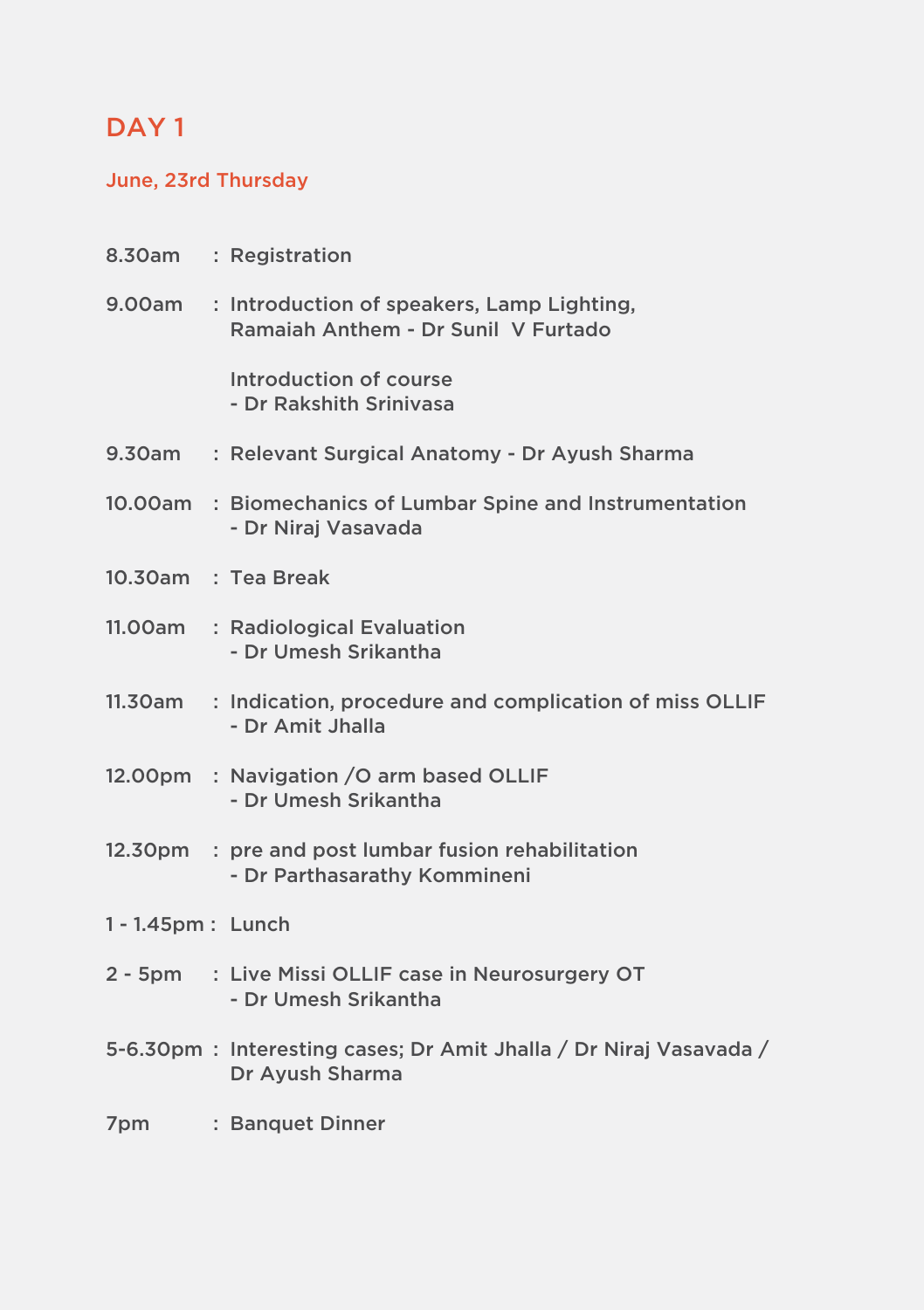# DAY 1

## June, 23rd Thursday

| Time | | Session |
|---|---|---|
| 8.30am | : | Registration |
| 9.00am | : | Introduction of speakers, Lamp Lighting, Ramaiah Anthem - Dr Sunil V Furtado<br><br>Introduction of course - Dr Rakshith Srinivasa |
| 9.30am | : | Relevant Surgical Anatomy - Dr Ayush Sharma |
| 10.00am | : | Biomechanics of Lumbar Spine and Instrumentation - Dr Niraj Vasavada |
| 10.30am | : | Tea Break |
| 11.00am | : | Radiological Evaluation - Dr Umesh Srikantha |
| 11.30am | : | Indication, procedure and complication of miss OLLIF - Dr Amit Jhalla |
| 12.00pm | : | Navigation /O arm based OLLIF - Dr Umesh Srikantha |
| 12.30pm | : | pre and post lumbar fusion rehabilitation - Dr Parthasarathy Kommineni |
| 1 - 1.45pm | : | Lunch |
| 2 - 5pm | : | Live Missi OLLIF case in Neurosurgery OT - Dr Umesh Srikantha |
| 5-6.30pm | : | Interesting cases; Dr Amit Jhalla / Dr Niraj Vasavada / Dr Ayush Sharma |
| 7pm | : | Banquet Dinner |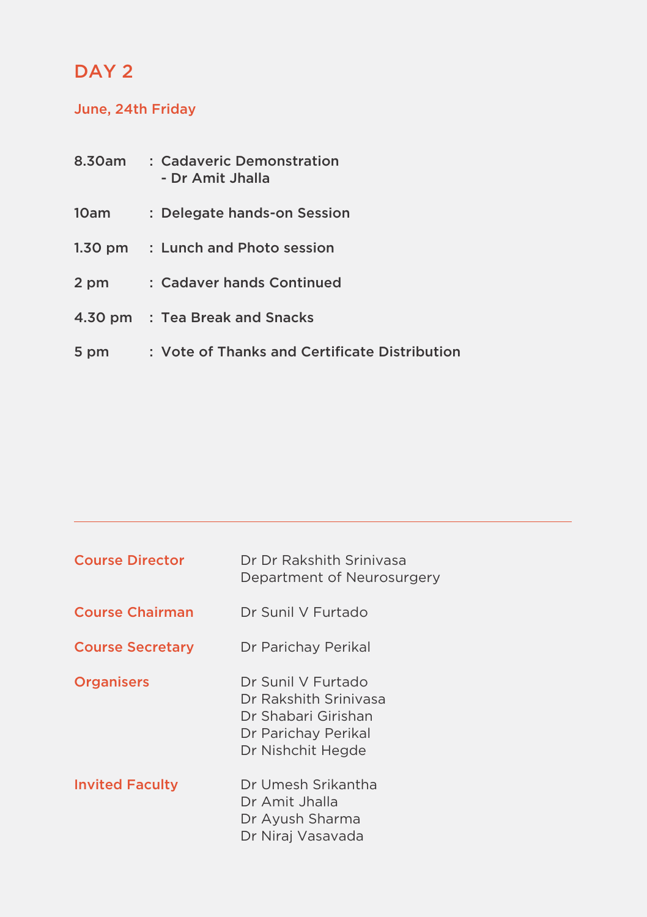## DAY 2

### June, 24th Friday

| | | |
|---|---|---|
| 8.30am | : | Cadaveric Demonstration - Dr Amit Jhalla |
| 10am | : | Delegate hands-on Session |
| 1.30 pm | : | Lunch and Photo session |
| 2 pm | : | Cadaver hands Continued |
| 4.30 pm | : | Tea Break and Snacks |
| 5 pm | : | Vote of Thanks and Certificate Distribution |

---

**Course Director**
Dr Dr Rakshith Srinivasa
Department of Neurosurgery

**Course Chairman**
Dr Sunil V Furtado

**Course Secretary**
Dr Parichay Perikal

**Organisers**
Dr Sunil V Furtado
Dr Rakshith Srinivasa
Dr Shabari Girishan
Dr Parichay Perikal
Dr Nishchit Hegde

**Invited Faculty**
Dr Umesh Srikantha
Dr Amit Jhalla
Dr Ayush Sharma
Dr Niraj Vasavada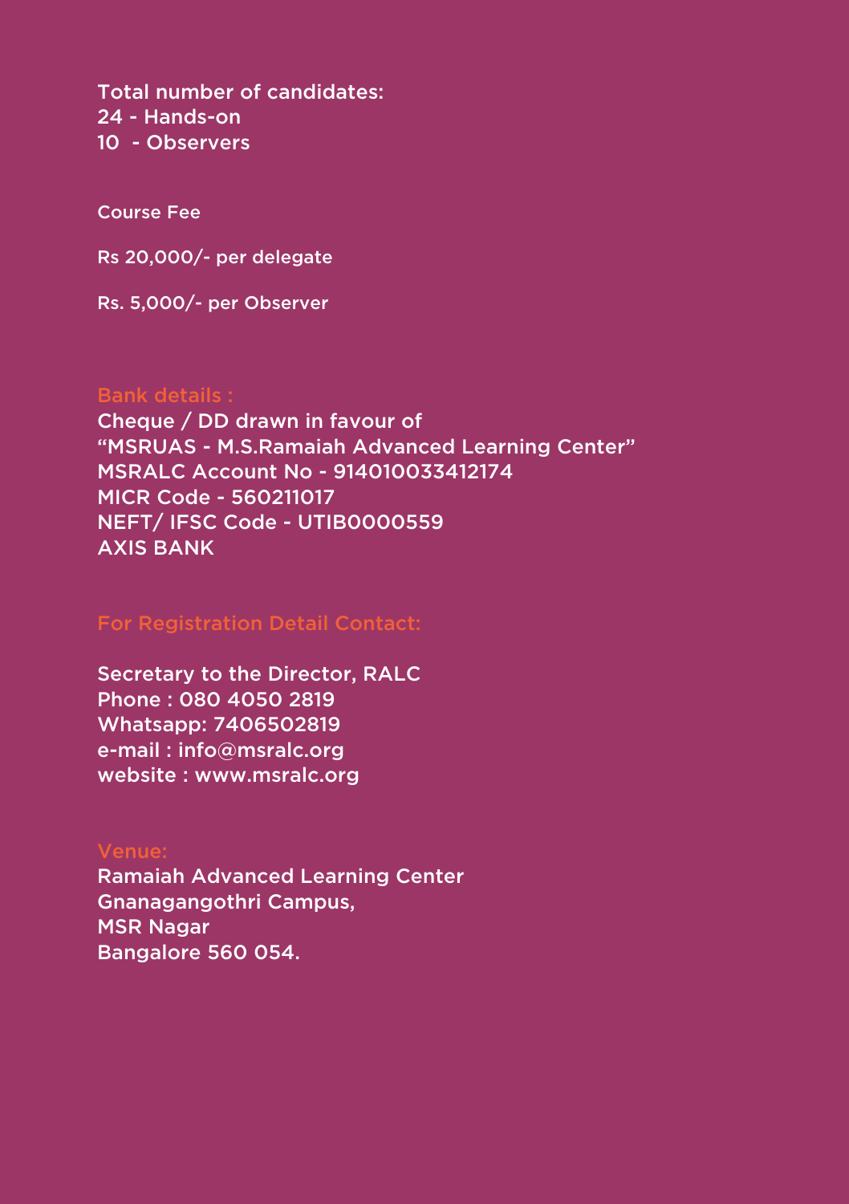Total number of candidates:
24 - Hands-on
10 - Observers

Course Fee

Rs 20,000/- per delegate

Rs. 5,000/- per Observer

## Bank details :

Cheque / DD drawn in favour of
"MSRUAS - M.S.Ramaiah Advanced Learning Center"
MSRALC Account No - 914010033412174
MICR Code - 560211017
NEFT/ IFSC Code - UTIB0000559
AXIS BANK

## For Registration Detail Contact:

Secretary to the Director, RALC
Phone : 080 4050 2819
Whatsapp: 7406502819
e-mail : info@msralc.org
website : www.msralc.org

## Venue:

Ramaiah Advanced Learning Center
Gnanagangothri Campus,
MSR Nagar
Bangalore 560 054.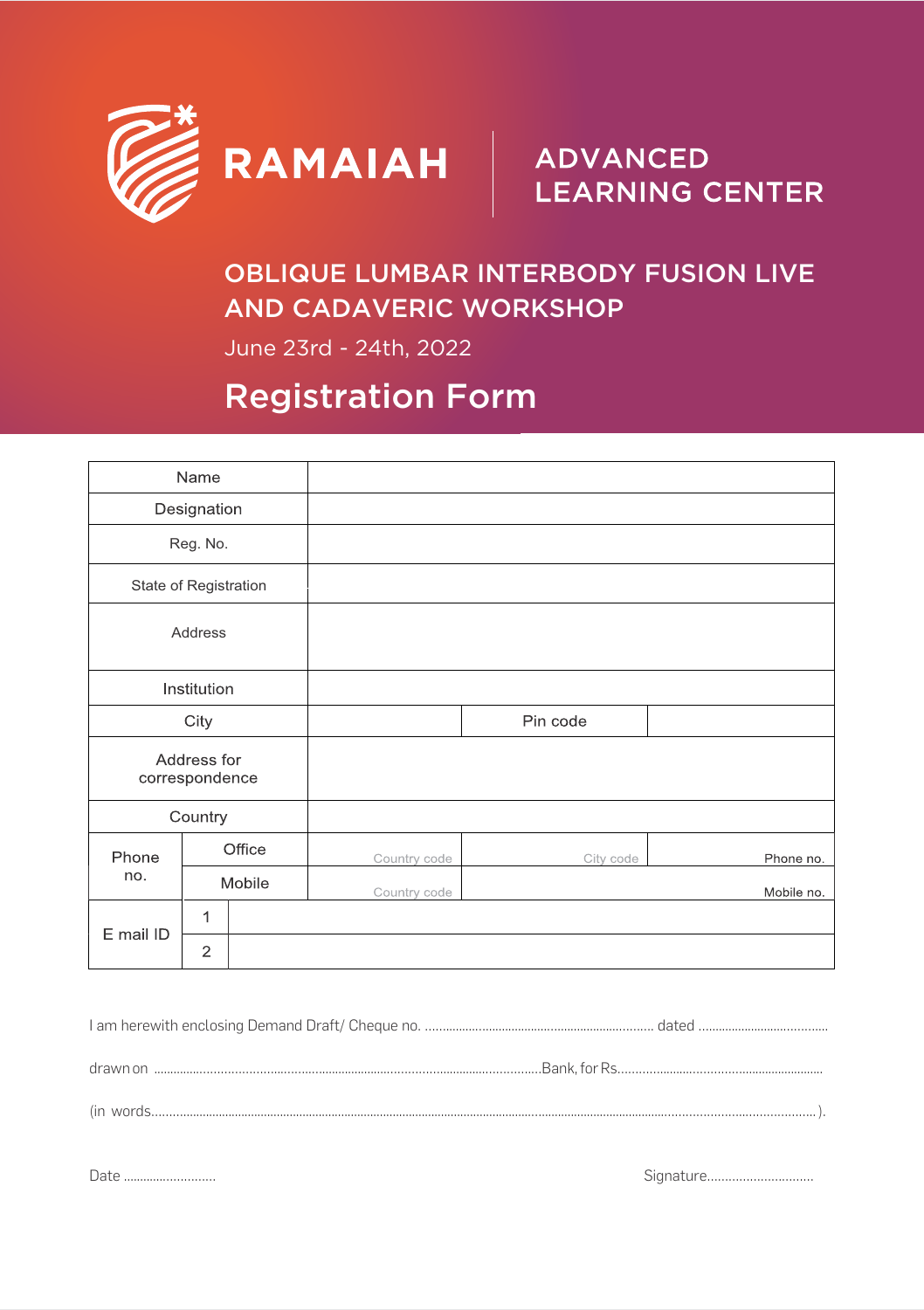RAMAIAH

ADVANCED LEARNING CENTER

# OBLIQUE LUMBAR INTERBODY FUSION LIVE AND CADAVERIC WORKSHOP

June 23rd - 24th, 2022

## Registration Form

| | | | | |
|---|---|---|---|---|
| Name | | | | |
| Designation | | | | |
| Reg. No. | | | | |
| State of Registration | | | | |
| Address | | | | |
| Institution | | | | |
| City | | | Pin code | |
| Address for correspondence | | | | |
| Country | | | | |
| Phone no. | Office | Country code | City code | Phone no. |
| | Mobile | Country code | | Mobile no. |
| E mail ID | 1 | | | |
| | 2 | | | |

I am herewith enclosing Demand Draft/ Cheque no. ...................................................................... dated .......................................

drawn on ..................................................................................................................Bank, for Rs.............................................................

(in words.................................................................................................................................................................................................).

Date ...........................

Signature..............................